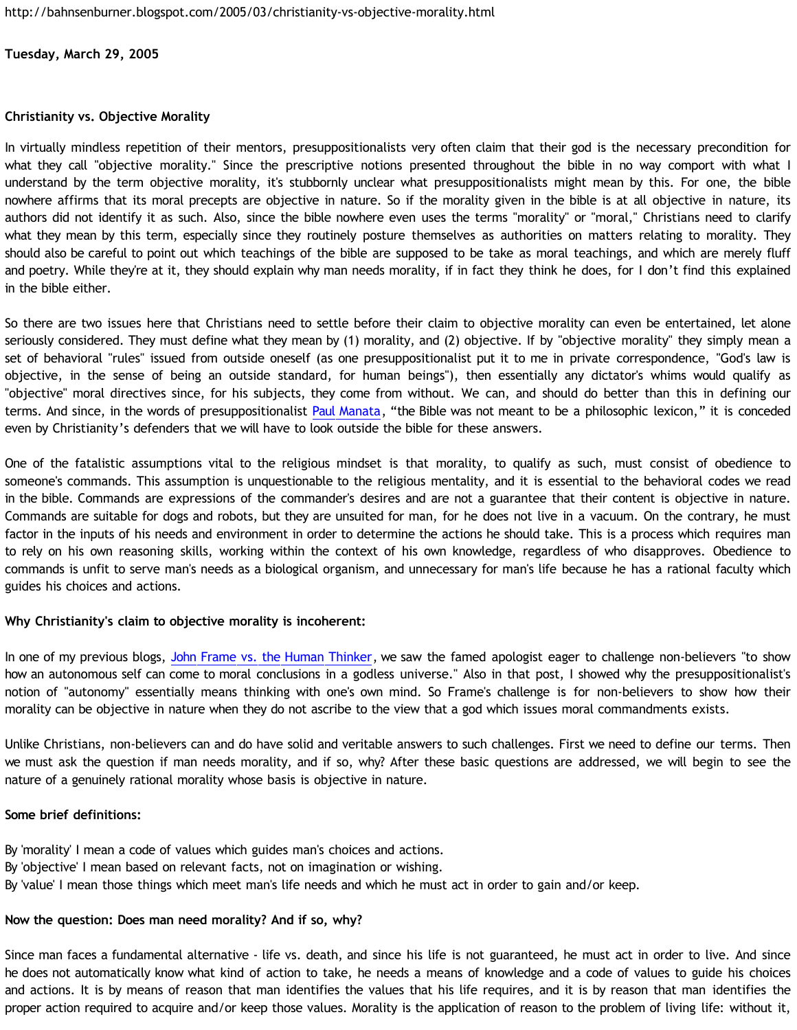http://bahnsenburner.blogspot.com/2005/03/christianity-vs-objective-morality.html

**Tuesday, March 29, 2005**

**Christianity vs. Objective Morality**

In virtually mindless repetition of their mentors, presuppositionalists very often claim that their god is the necessary precondition for what they call "objective morality." Since the prescriptive notions presented throughout the bible in no way comport with what I understand by the term objective morality, it's stubbornly unclear what presuppositionalists might mean by this. For one, the bible nowhere affirms that its moral precepts are objective in nature. So if the morality given in the bible is at all objective in nature, its authors did not identify it as such. Also, since the bible nowhere even uses the terms "morality" or "moral," Christians need to clarify what they mean by this term, especially since they routinely posture themselves as authorities on matters relating to morality. They should also be careful to point out which teachings of the bible are supposed to be take as moral teachings, and which are merely fluff and poetry. While they're at it, they should explain why man needs morality, if in fact they think he does, for I don't find this explained in the bible either.

So there are two issues here that Christians need to settle before their claim to objective morality can even be entertained, let alone seriously considered. They must define what they mean by (1) morality, and (2) objective. If by "objective morality" they simply mean a set of behavioral "rules" issued from outside oneself (as one presuppositionalist put it to me in private correspondence, "God's law is objective, in the sense of being an outside standard, for human beings"), then essentially any dictator's whims would qualify as "objective" moral directives since, for his subjects, they come from without. We can, and should do better than this in defining our terms. And since, in the words of presuppositionalist Paul Manata, "the Bible was not meant to be a philosophic lexicon," it is conceded even by Christianity's defenders that we will have to look outside the bible for these answers.

One of the fatalistic assumptions vital to the religious mindset is that morality, to qualify as such, must consist of obedience to someone's commands. This assumption is unquestionable to the religious mentality, and it is essential to the behavioral codes we read in the bible. Commands are expressions of the commander's desires and are not a guarantee that their content is objective in nature. Commands are suitable for dogs and robots, but they are unsuited for man, for he does not live in a vacuum. On the contrary, he must factor in the inputs of his needs and environment in order to determine the actions he should take. This is a process which requires man to rely on his own reasoning skills, working within the context of his own knowledge, regardless of who disapproves. Obedience to commands is unfit to serve man's needs as a biological organism, and unnecessary for man's life because he has a rational faculty which guides his choices and actions.

**Why Christianity's claim to objective morality is incoherent:**

In one of my previous blogs, John Frame vs. the Human Thinker, we saw the famed apologist eager to challenge non-believers "to show how an autonomous self can come to moral conclusions in a godless universe." Also in that post, I showed why the presuppositionalist's notion of "autonomy" essentially means thinking with one's own mind. So Frame's challenge is for non-believers to show how their morality can be objective in nature when they do not ascribe to the view that a god which issues moral commandments exists.

Unlike Christians, non-believers can and do have solid and veritable answers to such challenges. First we need to define our terms. Then we must ask the question if man needs morality, and if so, why? After these basic questions are addressed, we will begin to see the nature of a genuinely rational morality whose basis is objective in nature.

**Some brief definitions:**

By 'morality' I mean a code of values which guides man's choices and actions.
By 'objective' I mean based on relevant facts, not on imagination or wishing.
By 'value' I mean those things which meet man's life needs and which he must act in order to gain and/or keep.

**Now the question: Does man need morality? And if so, why?**

Since man faces a fundamental alternative - life vs. death, and since his life is not guaranteed, he must act in order to live. And since he does not automatically know what kind of action to take, he needs a means of knowledge and a code of values to guide his choices and actions. It is by means of reason that man identifies the values that his life requires, and it is by reason that man identifies the proper action required to acquire and/or keep those values. Morality is the application of reason to the problem of living life: without it,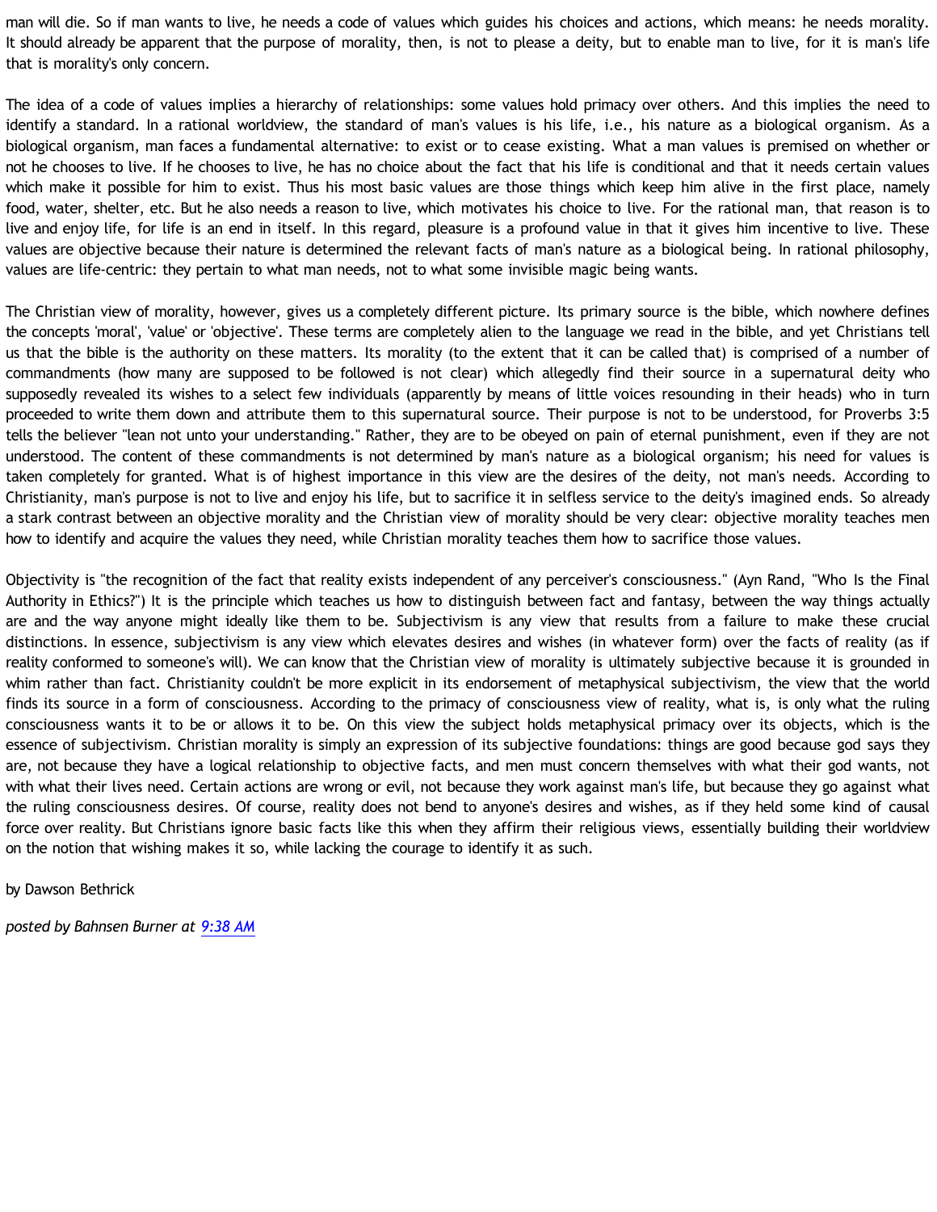man will die. So if man wants to live, he needs a code of values which guides his choices and actions, which means: he needs morality. It should already be apparent that the purpose of morality, then, is not to please a deity, but to enable man to live, for it is man's life that is morality's only concern.

The idea of a code of values implies a hierarchy of relationships: some values hold primacy over others. And this implies the need to identify a standard. In a rational worldview, the standard of man's values is his life, i.e., his nature as a biological organism. As a biological organism, man faces a fundamental alternative: to exist or to cease existing. What a man values is premised on whether or not he chooses to live. If he chooses to live, he has no choice about the fact that his life is conditional and that it needs certain values which make it possible for him to exist. Thus his most basic values are those things which keep him alive in the first place, namely food, water, shelter, etc. But he also needs a reason to live, which motivates his choice to live. For the rational man, that reason is to live and enjoy life, for life is an end in itself. In this regard, pleasure is a profound value in that it gives him incentive to live. These values are objective because their nature is determined the relevant facts of man's nature as a biological being. In rational philosophy, values are life-centric: they pertain to what man needs, not to what some invisible magic being wants.

The Christian view of morality, however, gives us a completely different picture. Its primary source is the bible, which nowhere defines the concepts 'moral', 'value' or 'objective'. These terms are completely alien to the language we read in the bible, and yet Christians tell us that the bible is the authority on these matters. Its morality (to the extent that it can be called that) is comprised of a number of commandments (how many are supposed to be followed is not clear) which allegedly find their source in a supernatural deity who supposedly revealed its wishes to a select few individuals (apparently by means of little voices resounding in their heads) who in turn proceeded to write them down and attribute them to this supernatural source. Their purpose is not to be understood, for Proverbs 3:5 tells the believer "lean not unto your understanding." Rather, they are to be obeyed on pain of eternal punishment, even if they are not understood. The content of these commandments is not determined by man's nature as a biological organism; his need for values is taken completely for granted. What is of highest importance in this view are the desires of the deity, not man's needs. According to Christianity, man's purpose is not to live and enjoy his life, but to sacrifice it in selfless service to the deity's imagined ends. So already a stark contrast between an objective morality and the Christian view of morality should be very clear: objective morality teaches men how to identify and acquire the values they need, while Christian morality teaches them how to sacrifice those values.

Objectivity is "the recognition of the fact that reality exists independent of any perceiver's consciousness." (Ayn Rand, "Who Is the Final Authority in Ethics?") It is the principle which teaches us how to distinguish between fact and fantasy, between the way things actually are and the way anyone might ideally like them to be. Subjectivism is any view that results from a failure to make these crucial distinctions. In essence, subjectivism is any view which elevates desires and wishes (in whatever form) over the facts of reality (as if reality conformed to someone's will). We can know that the Christian view of morality is ultimately subjective because it is grounded in whim rather than fact. Christianity couldn't be more explicit in its endorsement of metaphysical subjectivism, the view that the world finds its source in a form of consciousness. According to the primacy of consciousness view of reality, what is, is only what the ruling consciousness wants it to be or allows it to be. On this view the subject holds metaphysical primacy over its objects, which is the essence of subjectivism. Christian morality is simply an expression of its subjective foundations: things are good because god says they are, not because they have a logical relationship to objective facts, and men must concern themselves with what their god wants, not with what their lives need. Certain actions are wrong or evil, not because they work against man's life, but because they go against what the ruling consciousness desires. Of course, reality does not bend to anyone's desires and wishes, as if they held some kind of causal force over reality. But Christians ignore basic facts like this when they affirm their religious views, essentially building their worldview on the notion that wishing makes it so, while lacking the courage to identify it as such.

by Dawson Bethrick

*posted by Bahnsen Burner at 9:38 AM*